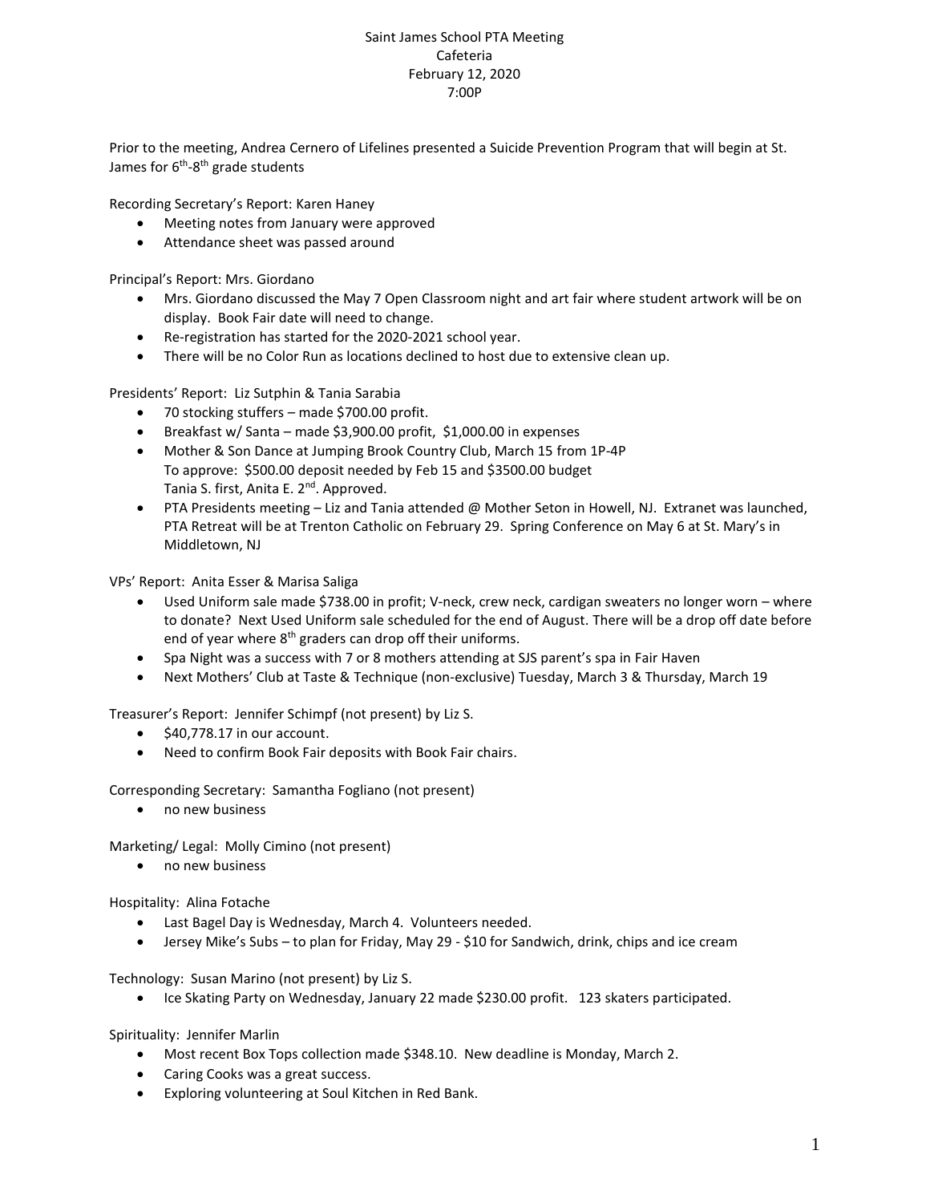# Saint James School PTA Meeting
Cafeteria
February 12, 2020
7:00P

Prior to the meeting, Andrea Cernero of Lifelines presented a Suicide Prevention Program that will begin at St. James for 6th-8th grade students

Recording Secretary's Report: Karen Haney

- Meeting notes from January were approved
- Attendance sheet was passed around

Principal's Report: Mrs. Giordano

- Mrs. Giordano discussed the May 7 Open Classroom night and art fair where student artwork will be on display. Book Fair date will need to change.
- Re-registration has started for the 2020-2021 school year.
- There will be no Color Run as locations declined to host due to extensive clean up.

Presidents' Report: Liz Sutphin & Tania Sarabia

- 70 stocking stuffers – made $700.00 profit.
- Breakfast w/ Santa – made $3,900.00 profit, $1,000.00 in expenses
- Mother & Son Dance at Jumping Brook Country Club, March 15 from 1P-4P
  To approve: $500.00 deposit needed by Feb 15 and $3500.00 budget
  Tania S. first, Anita E. 2nd. Approved.
- PTA Presidents meeting – Liz and Tania attended @ Mother Seton in Howell, NJ. Extranet was launched, PTA Retreat will be at Trenton Catholic on February 29. Spring Conference on May 6 at St. Mary's in Middletown, NJ

VPs' Report: Anita Esser & Marisa Saliga

- Used Uniform sale made $738.00 in profit; V-neck, crew neck, cardigan sweaters no longer worn – where to donate? Next Used Uniform sale scheduled for the end of August. There will be a drop off date before end of year where 8th graders can drop off their uniforms.
- Spa Night was a success with 7 or 8 mothers attending at SJS parent's spa in Fair Haven
- Next Mothers' Club at Taste & Technique (non-exclusive) Tuesday, March 3 & Thursday, March 19

Treasurer's Report: Jennifer Schimpf (not present) by Liz S.

- $40,778.17 in our account.
- Need to confirm Book Fair deposits with Book Fair chairs.

Corresponding Secretary: Samantha Fogliano (not present)

- no new business

Marketing/ Legal: Molly Cimino (not present)

- no new business

Hospitality: Alina Fotache

- Last Bagel Day is Wednesday, March 4. Volunteers needed.
- Jersey Mike's Subs – to plan for Friday, May 29 - $10 for Sandwich, drink, chips and ice cream

Technology: Susan Marino (not present) by Liz S.

- Ice Skating Party on Wednesday, January 22 made $230.00 profit. 123 skaters participated.

Spirituality: Jennifer Marlin

- Most recent Box Tops collection made $348.10. New deadline is Monday, March 2.
- Caring Cooks was a great success.
- Exploring volunteering at Soul Kitchen in Red Bank.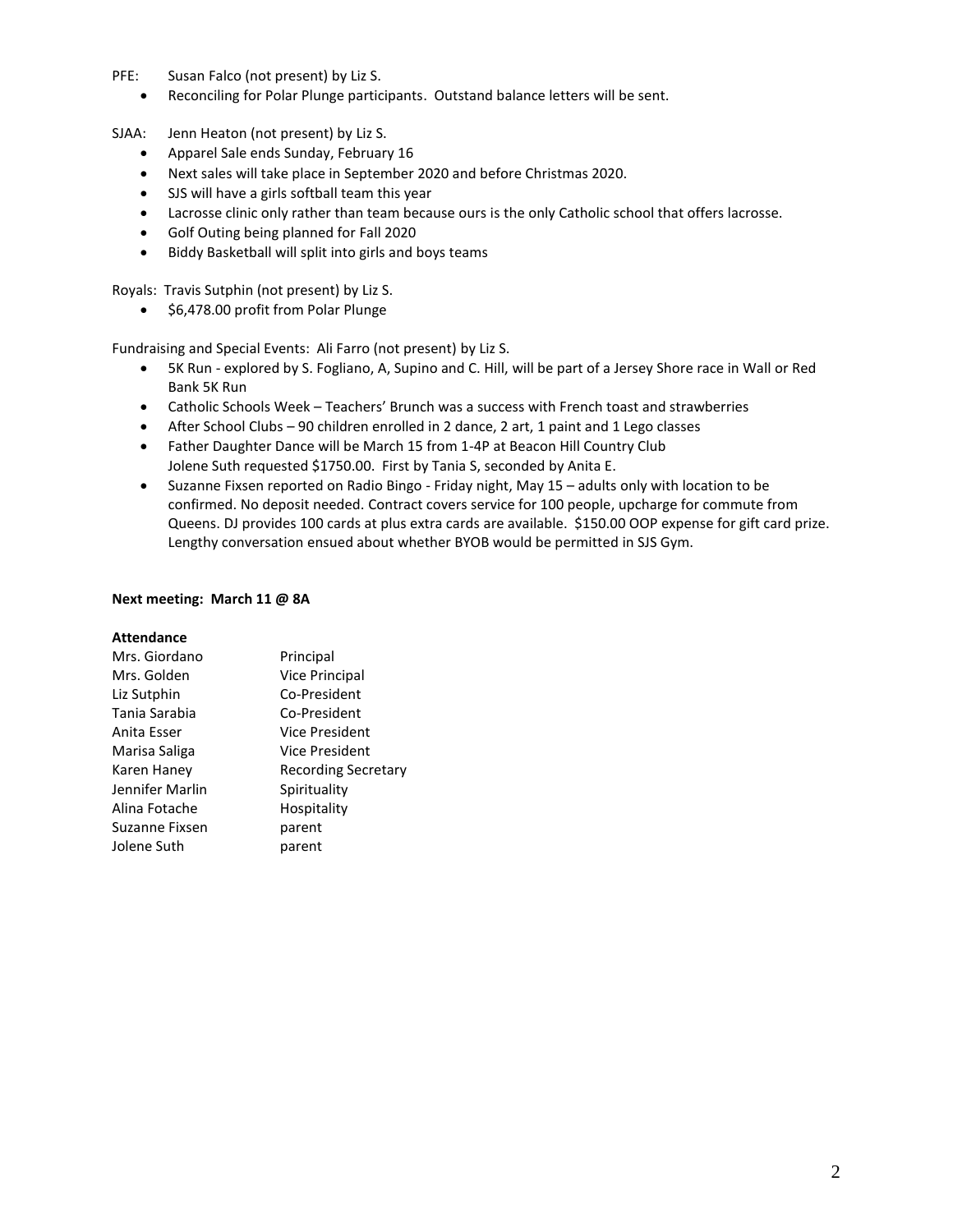PFE: Susan Falco (not present) by Liz S.

- Reconciling for Polar Plunge participants. Outstand balance letters will be sent.

SJAA: Jenn Heaton (not present) by Liz S.

- Apparel Sale ends Sunday, February 16
- Next sales will take place in September 2020 and before Christmas 2020.
- SJS will have a girls softball team this year
- Lacrosse clinic only rather than team because ours is the only Catholic school that offers lacrosse.
- Golf Outing being planned for Fall 2020
- Biddy Basketball will split into girls and boys teams

Royals: Travis Sutphin (not present) by Liz S.

- $6,478.00 profit from Polar Plunge

Fundraising and Special Events: Ali Farro (not present) by Liz S.

- 5K Run - explored by S. Fogliano, A, Supino and C. Hill, will be part of a Jersey Shore race in Wall or Red Bank 5K Run
- Catholic Schools Week – Teachers' Brunch was a success with French toast and strawberries
- After School Clubs – 90 children enrolled in 2 dance, 2 art, 1 paint and 1 Lego classes
- Father Daughter Dance will be March 15 from 1-4P at Beacon Hill Country Club
  Jolene Suth requested $1750.00. First by Tania S, seconded by Anita E.
- Suzanne Fixsen reported on Radio Bingo - Friday night, May 15 – adults only with location to be confirmed. No deposit needed. Contract covers service for 100 people, upcharge for commute from Queens. DJ provides 100 cards at plus extra cards are available. $150.00 OOP expense for gift card prize. Lengthy conversation ensued about whether BYOB would be permitted in SJS Gym.

**Next meeting: March 11 @ 8A**

**Attendance**

| | |
|---|---|
| Mrs. Giordano | Principal |
| Mrs. Golden | Vice Principal |
| Liz Sutphin | Co-President |
| Tania Sarabia | Co-President |
| Anita Esser | Vice President |
| Marisa Saliga | Vice President |
| Karen Haney | Recording Secretary |
| Jennifer Marlin | Spirituality |
| Alina Fotache | Hospitality |
| Suzanne Fixsen | parent |
| Jolene Suth | parent |